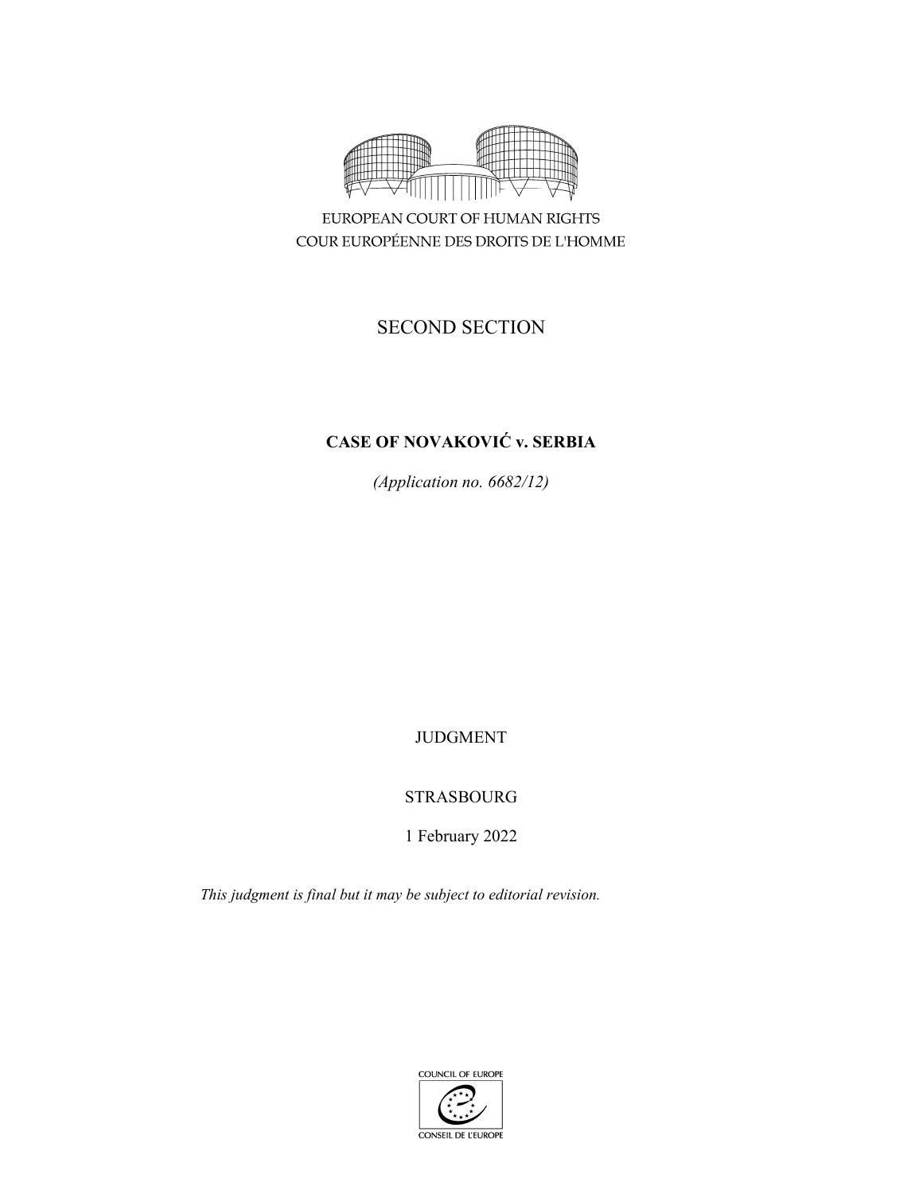EUROPEAN COURT OF HUMAN RIGHTS
COUR EUROPÉENNE DES DROITS DE L'HOMME

SECOND SECTION

**CASE OF NOVAKOVIĆ v. SERBIA**

*(Application no. 6682/12)*

JUDGMENT

STRASBOURG

1 February 2022

*This judgment is final but it may be subject to editorial revision.*

COUNCIL OF EUROPE
CONSEIL DE L'EUROPE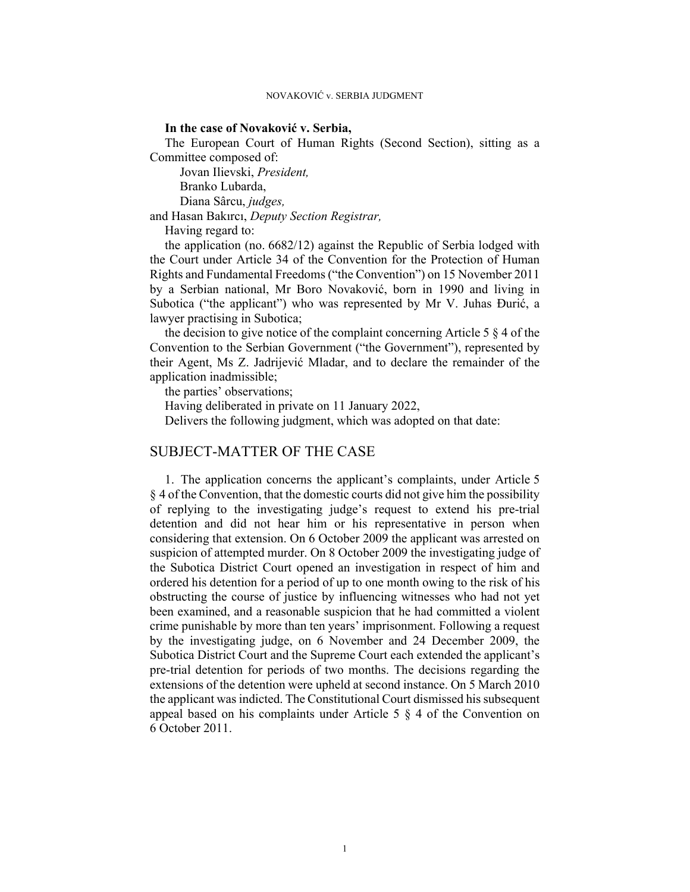**In the case of Novaković v. Serbia,**

The European Court of Human Rights (Second Section), sitting as a Committee composed of:

Jovan Ilievski, *President,*
Branko Lubarda,
Diana Sârcu, *judges,*

and Hasan Bakırcı, *Deputy Section Registrar,*

Having regard to:

the application (no. 6682/12) against the Republic of Serbia lodged with the Court under Article 34 of the Convention for the Protection of Human Rights and Fundamental Freedoms ("the Convention") on 15 November 2011 by a Serbian national, Mr Boro Novaković, born in 1990 and living in Subotica ("the applicant") who was represented by Mr V. Juhas Đurić, a lawyer practising in Subotica;

the decision to give notice of the complaint concerning Article 5 § 4 of the Convention to the Serbian Government ("the Government"), represented by their Agent, Ms Z. Jadrijević Mladar, and to declare the remainder of the application inadmissible;

the parties' observations;

Having deliberated in private on 11 January 2022,

Delivers the following judgment, which was adopted on that date:

## SUBJECT-MATTER OF THE CASE

1. The application concerns the applicant's complaints, under Article 5 § 4 of the Convention, that the domestic courts did not give him the possibility of replying to the investigating judge's request to extend his pre-trial detention and did not hear him or his representative in person when considering that extension. On 6 October 2009 the applicant was arrested on suspicion of attempted murder. On 8 October 2009 the investigating judge of the Subotica District Court opened an investigation in respect of him and ordered his detention for a period of up to one month owing to the risk of his obstructing the course of justice by influencing witnesses who had not yet been examined, and a reasonable suspicion that he had committed a violent crime punishable by more than ten years' imprisonment. Following a request by the investigating judge, on 6 November and 24 December 2009, the Subotica District Court and the Supreme Court each extended the applicant's pre-trial detention for periods of two months. The decisions regarding the extensions of the detention were upheld at second instance. On 5 March 2010 the applicant was indicted. The Constitutional Court dismissed his subsequent appeal based on his complaints under Article 5 § 4 of the Convention on 6 October 2011.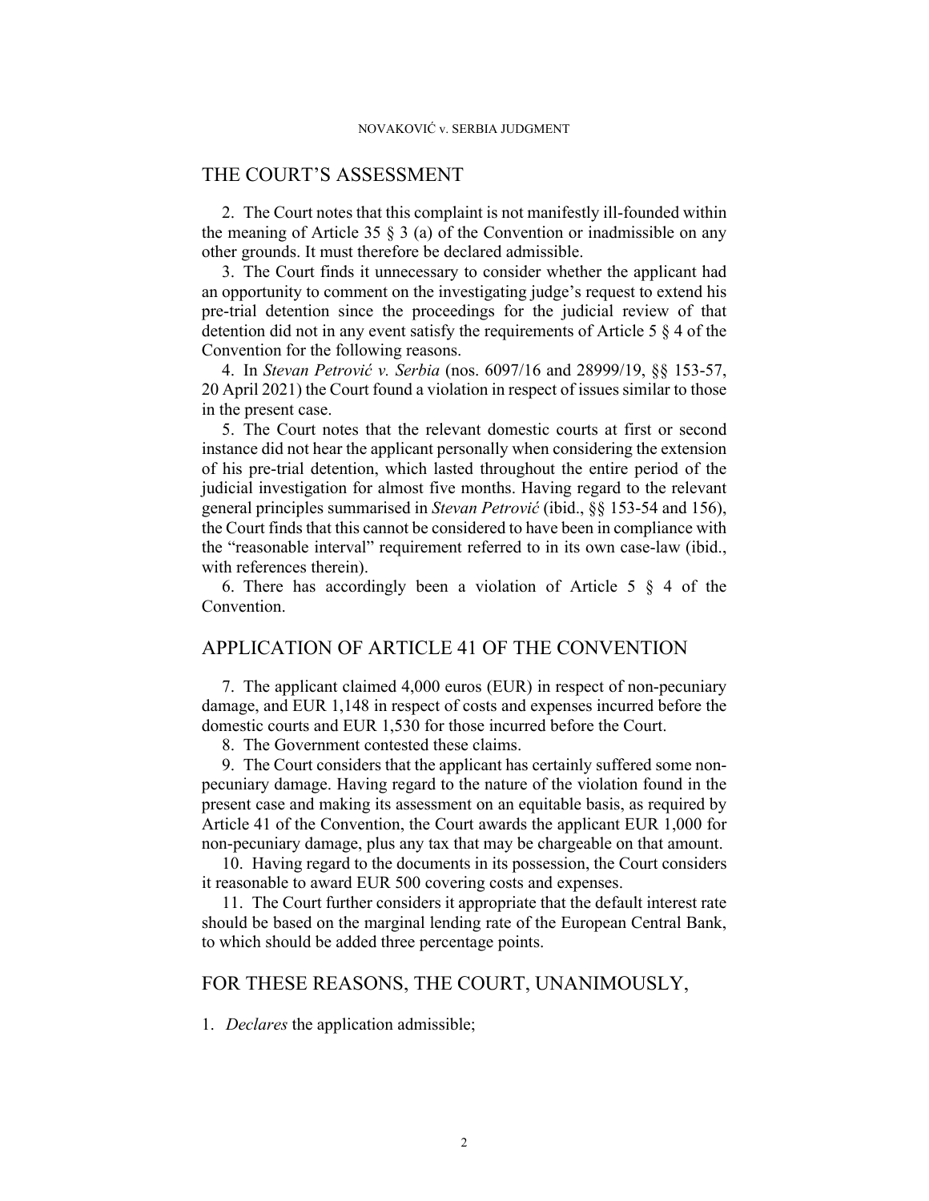## THE COURT'S ASSESSMENT

2. The Court notes that this complaint is not manifestly ill-founded within the meaning of Article 35 § 3 (a) of the Convention or inadmissible on any other grounds. It must therefore be declared admissible.

3. The Court finds it unnecessary to consider whether the applicant had an opportunity to comment on the investigating judge's request to extend his pre-trial detention since the proceedings for the judicial review of that detention did not in any event satisfy the requirements of Article 5 § 4 of the Convention for the following reasons.

4. In *Stevan Petrović v. Serbia* (nos. 6097/16 and 28999/19, §§ 153-57, 20 April 2021) the Court found a violation in respect of issues similar to those in the present case.

5. The Court notes that the relevant domestic courts at first or second instance did not hear the applicant personally when considering the extension of his pre-trial detention, which lasted throughout the entire period of the judicial investigation for almost five months. Having regard to the relevant general principles summarised in *Stevan Petrović* (ibid., §§ 153-54 and 156), the Court finds that this cannot be considered to have been in compliance with the "reasonable interval" requirement referred to in its own case-law (ibid., with references therein).

6. There has accordingly been a violation of Article 5 § 4 of the Convention.

## APPLICATION OF ARTICLE 41 OF THE CONVENTION

7. The applicant claimed 4,000 euros (EUR) in respect of non-pecuniary damage, and EUR 1,148 in respect of costs and expenses incurred before the domestic courts and EUR 1,530 for those incurred before the Court.

8. The Government contested these claims.

9. The Court considers that the applicant has certainly suffered some non-pecuniary damage. Having regard to the nature of the violation found in the present case and making its assessment on an equitable basis, as required by Article 41 of the Convention, the Court awards the applicant EUR 1,000 for non-pecuniary damage, plus any tax that may be chargeable on that amount.

10. Having regard to the documents in its possession, the Court considers it reasonable to award EUR 500 covering costs and expenses.

11. The Court further considers it appropriate that the default interest rate should be based on the marginal lending rate of the European Central Bank, to which should be added three percentage points.

## FOR THESE REASONS, THE COURT, UNANIMOUSLY,

1. *Declares* the application admissible;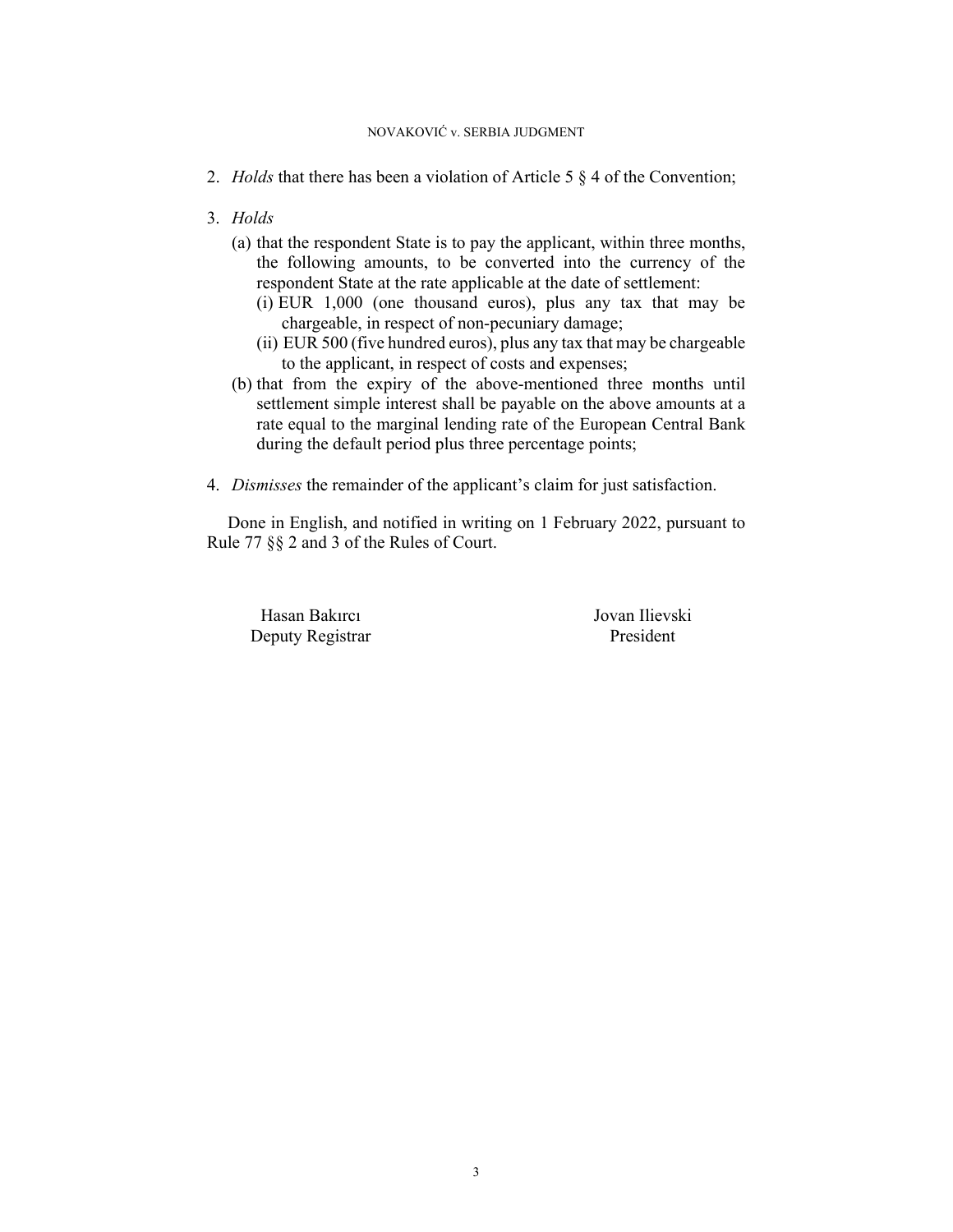2. *Holds* that there has been a violation of Article 5 § 4 of the Convention;

3. *Holds*
   - (a) that the respondent State is to pay the applicant, within three months, the following amounts, to be converted into the currency of the respondent State at the rate applicable at the date of settlement:
     - (i) EUR 1,000 (one thousand euros), plus any tax that may be chargeable, in respect of non-pecuniary damage;
     - (ii) EUR 500 (five hundred euros), plus any tax that may be chargeable to the applicant, in respect of costs and expenses;
   - (b) that from the expiry of the above-mentioned three months until settlement simple interest shall be payable on the above amounts at a rate equal to the marginal lending rate of the European Central Bank during the default period plus three percentage points;

4. *Dismisses* the remainder of the applicant's claim for just satisfaction.

Done in English, and notified in writing on 1 February 2022, pursuant to Rule 77 §§ 2 and 3 of the Rules of Court.

Hasan Bakırcı
Deputy Registrar

Jovan Ilievski
President